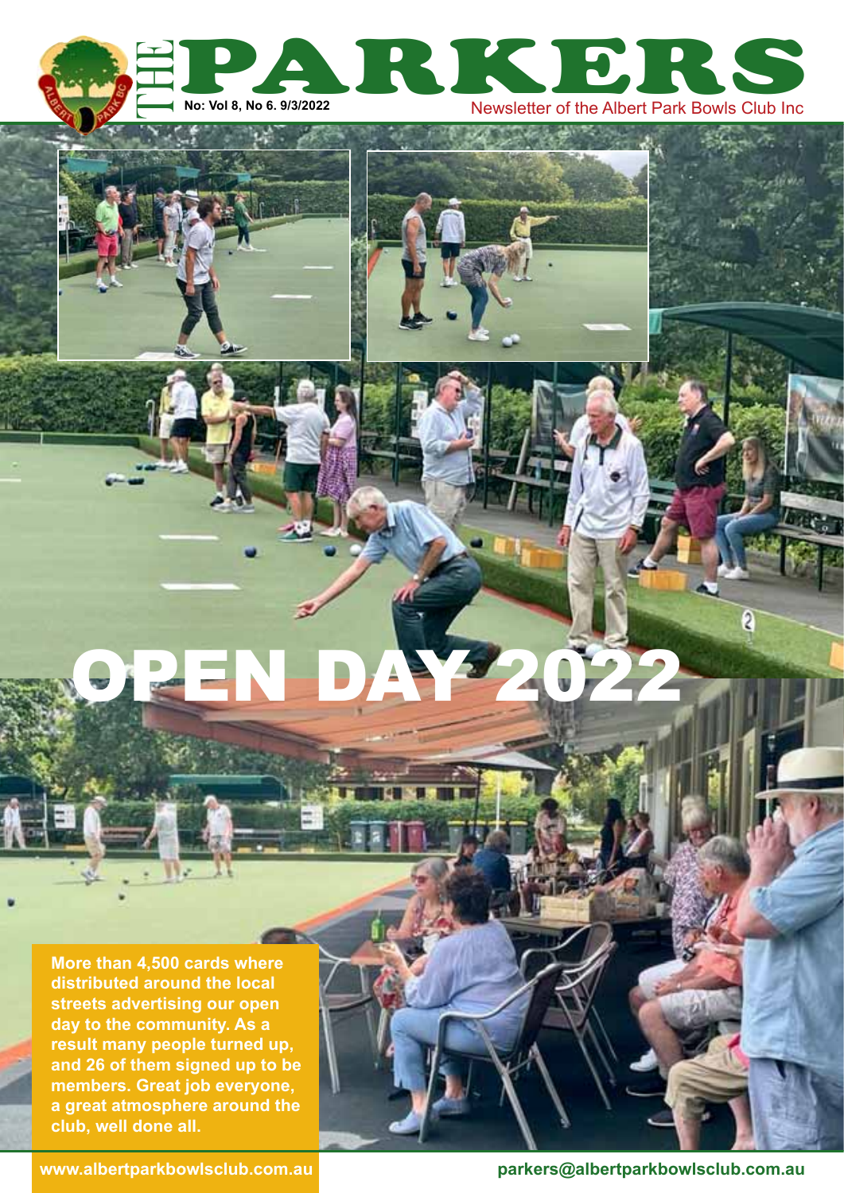# THE PARKERS

**No: Vol 8, No 6. 9/3/2022**

Newsletter of the Albert Park Bowls Club Inc

# OPEN DAY 2022

**More than 4,500 cards where distributed around the local streets advertising our open day to the community. As a result many people turned up, and 26 of them signed up to be members. Great job everyone, a great atmosphere around the club, well done all.**

www.albertparkbowlsclub.com.au

parkers@albertparkbowlsclub.com.au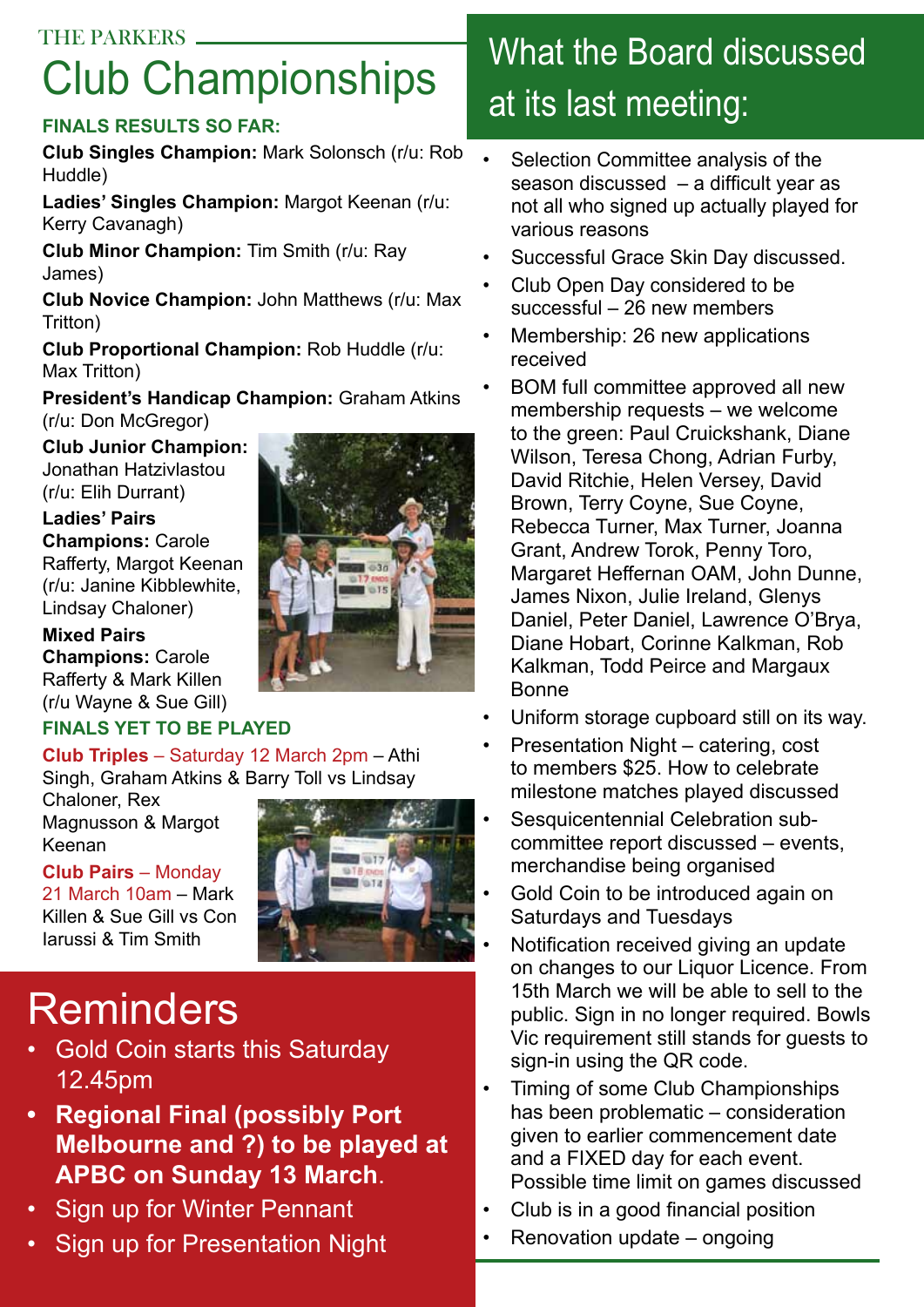THE PARKERS

# Club Championships

### FINALS RESULTS SO FAR:

**Club Singles Champion:** Mark Solonsch (r/u: Rob Huddle)

**Ladies' Singles Champion:** Margot Keenan (r/u: Kerry Cavanagh)

**Club Minor Champion:** Tim Smith (r/u: Ray James)

**Club Novice Champion:** John Matthews (r/u: Max Tritton)

**Club Proportional Champion:** Rob Huddle (r/u: Max Tritton)

**President's Handicap Champion:** Graham Atkins (r/u: Don McGregor)

**Club Junior Champion:** Jonathan Hatzivlastou (r/u: Elih Durrant)

**Ladies' Pairs Champions:** Carole Rafferty, Margot Keenan (r/u: Janine Kibblewhite, Lindsay Chaloner)

**Mixed Pairs Champions:** Carole Rafferty & Mark Killen (r/u Wayne & Sue Gill)

### FINALS YET TO BE PLAYED

**Club Triples** – Saturday 12 March 2pm – Athi Singh, Graham Atkins & Barry Toll vs Lindsay Chaloner, Rex Magnusson & Margot Keenan

**Club Pairs** – Monday 21 March 10am – Mark Killen & Sue Gill vs Con Iarussi & Tim Smith

# Reminders

- Gold Coin starts this Saturday 12.45pm
- **Regional Final (possibly Port Melbourne and ?) to be played at APBC on Sunday 13 March**.
- Sign up for Winter Pennant
- Sign up for Presentation Night

# What the Board discussed at its last meeting:

- Selection Committee analysis of the season discussed – a difficult year as not all who signed up actually played for various reasons
- Successful Grace Skin Day discussed.
- Club Open Day considered to be successful – 26 new members
- Membership: 26 new applications received
- BOM full committee approved all new membership requests – we welcome to the green: Paul Cruickshank, Diane Wilson, Teresa Chong, Adrian Furby, David Ritchie, Helen Versey, David Brown, Terry Coyne, Sue Coyne, Rebecca Turner, Max Turner, Joanna Grant, Andrew Torok, Penny Toro, Margaret Heffernan OAM, John Dunne, James Nixon, Julie Ireland, Glenys Daniel, Peter Daniel, Lawrence O'Brya, Diane Hobart, Corinne Kalkman, Rob Kalkman, Todd Peirce and Margaux Bonne
- Uniform storage cupboard still on its way.
- Presentation Night – catering, cost to members $25. How to celebrate milestone matches played discussed
- Sesquicentennial Celebration sub-committee report discussed – events, merchandise being organised
- Gold Coin to be introduced again on Saturdays and Tuesdays
- Notification received giving an update on changes to our Liquor Licence. From 15th March we will be able to sell to the public. Sign in no longer required. Bowls Vic requirement still stands for guests to sign-in using the QR code.
- Timing of some Club Championships has been problematic – consideration given to earlier commencement date and a FIXED day for each event. Possible time limit on games discussed
- Club is in a good financial position
- Renovation update – ongoing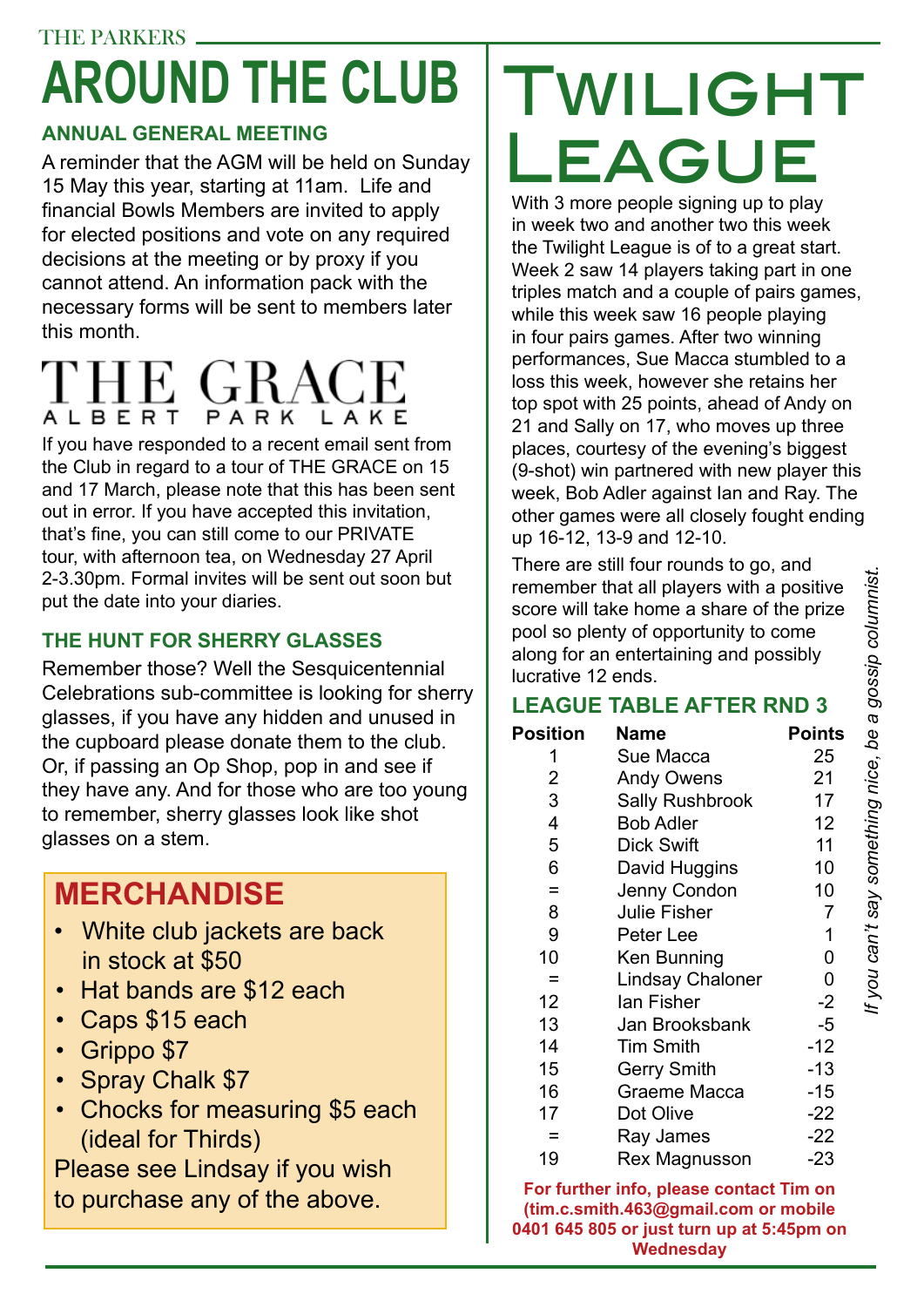THE PARKERS

# AROUND THE CLUB

### ANNUAL GENERAL MEETING

A reminder that the AGM will be held on Sunday 15 May this year, starting at 11am. Life and financial Bowls Members are invited to apply for elected positions and vote on any required decisions at the meeting or by proxy if you cannot attend. An information pack with the necessary forms will be sent to members later this month.

## THE GRACE
ALBERT PARK LAKE

If you have responded to a recent email sent from the Club in regard to a tour of THE GRACE on 15 and 17 March, please note that this has been sent out in error. If you have accepted this invitation, that's fine, you can still come to our PRIVATE tour, with afternoon tea, on Wednesday 27 April 2-3.30pm. Formal invites will be sent out soon but put the date into your diaries.

### THE HUNT FOR SHERRY GLASSES

Remember those? Well the Sesquicentennial Celebrations sub-committee is looking for sherry glasses, if you have any hidden and unused in the cupboard please donate them to the club. Or, if passing an Op Shop, pop in and see if they have any. And for those who are too young to remember, sherry glasses look like shot glasses on a stem.

## MERCHANDISE

- White club jackets are back in stock at $50
- Hat bands are $12 each
- Caps $15 each
- Grippo $7
- Spray Chalk $7
- Chocks for measuring $5 each (ideal for Thirds)

Please see Lindsay if you wish to purchase any of the above.

# TWILIGHT LEAGUE

With 3 more people signing up to play in week two and another two this week the Twilight League is of to a great start. Week 2 saw 14 players taking part in one triples match and a couple of pairs games, while this week saw 16 people playing in four pairs games. After two winning performances, Sue Macca stumbled to a loss this week, however she retains her top spot with 25 points, ahead of Andy on 21 and Sally on 17, who moves up three places, courtesy of the evening's biggest (9-shot) win partnered with new player this week, Bob Adler against Ian and Ray. The other games were all closely fought ending up 16-12, 13-9 and 12-10.

There are still four rounds to go, and remember that all players with a positive score will take home a share of the prize pool so plenty of opportunity to come along for an entertaining and possibly lucrative 12 ends.

### LEAGUE TABLE AFTER RND 3

| Position | Name | Points |
|---|---|---|
| 1 | Sue Macca | 25 |
| 2 | Andy Owens | 21 |
| 3 | Sally Rushbrook | 17 |
| 4 | Bob Adler | 12 |
| 5 | Dick Swift | 11 |
| 6 | David Huggins | 10 |
| = | Jenny Condon | 10 |
| 8 | Julie Fisher | 7 |
| 9 | Peter Lee | 1 |
| 10 | Ken Bunning | 0 |
| = | Lindsay Chaloner | 0 |
| 12 | Ian Fisher | -2 |
| 13 | Jan Brooksbank | -5 |
| 14 | Tim Smith | -12 |
| 15 | Gerry Smith | -13 |
| 16 | Graeme Macca | -15 |
| 17 | Dot Olive | -22 |
| = | Ray James | -22 |
| 19 | Rex Magnusson | -23 |

**For further info, please contact Tim on (tim.c.smith.463@gmail.com or mobile 0401 645 805 or just turn up at 5:45pm on Wednesday**

*If you can't say something nice, be a gossip columnist.*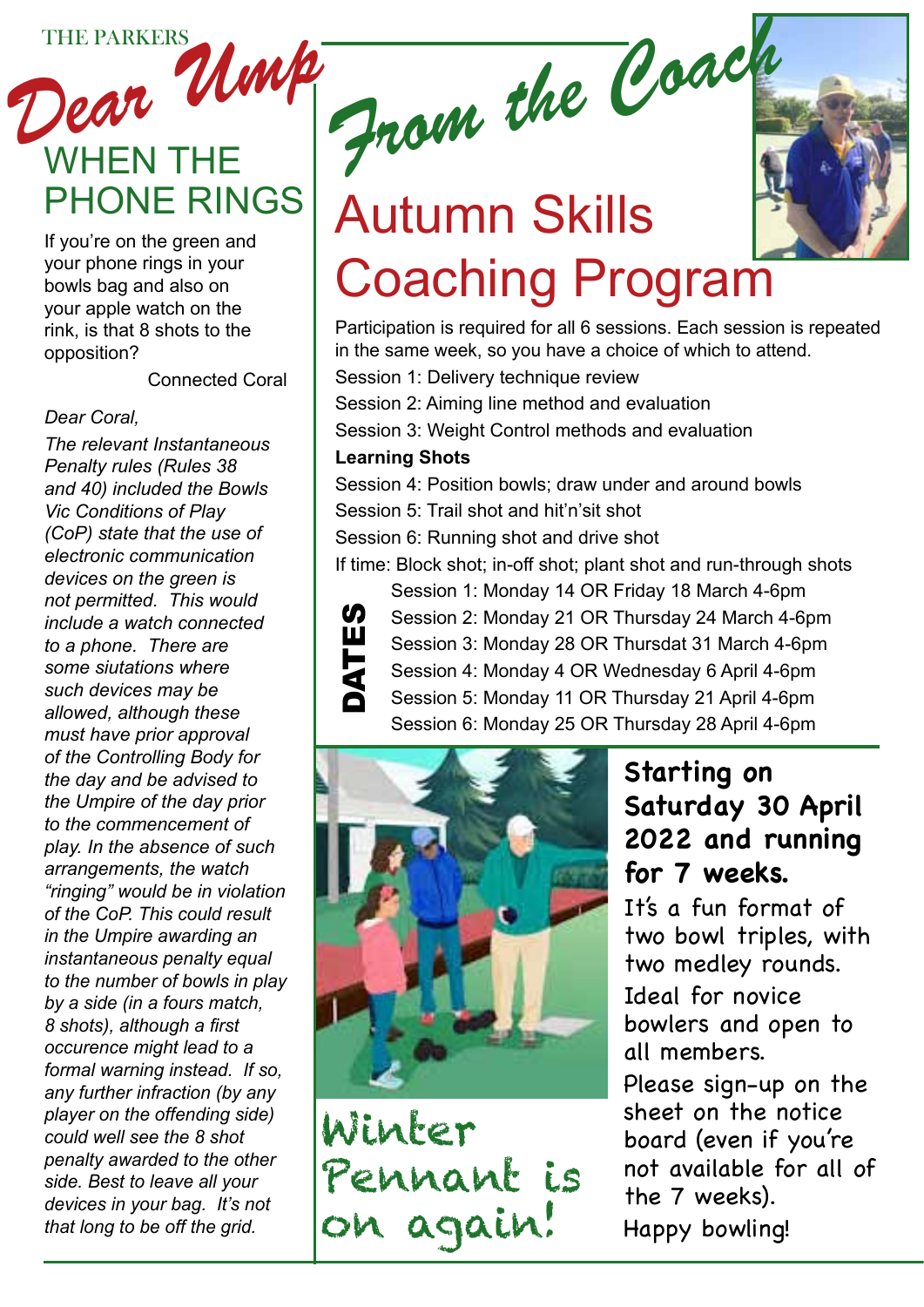THE PARKERS

# Dear Ump

## WHEN THE PHONE RINGS

If you're on the green and your phone rings in your bowls bag and also on your apple watch on the rink, is that 8 shots to the opposition?

Connected Coral

*Dear Coral,*

*The relevant Instantaneous Penalty rules (Rules 38 and 40) included the Bowls Vic Conditions of Play (CoP) state that the use of electronic communication devices on the green is not permitted. This would include a watch connected to a phone. There are some siutations where such devices may be allowed, although these must have prior approval of the Controlling Body for the day and be advised to the Umpire of the day prior to the commencement of play. In the absence of such arrangements, the watch "ringing" would be in violation of the CoP. This could result in the Umpire awarding an instantaneous penalty equal to the number of bowls in play by a side (in a fours match, 8 shots), although a first occurence might lead to a formal warning instead. If so, any further infraction (by any player on the offending side) could well see the 8 shot penalty awarded to the other side. Best to leave all your devices in your bag. It's not that long to be off the grid.*

# From the Coach

## Autumn Skills Coaching Program

Participation is required for all 6 sessions. Each session is repeated in the same week, so you have a choice of which to attend.

Session 1: Delivery technique review

Session 2: Aiming line method and evaluation

Session 3: Weight Control methods and evaluation

**Learning Shots**

Session 4: Position bowls; draw under and around bowls

Session 5: Trail shot and hit'n'sit shot

Session 6: Running shot and drive shot

If time: Block shot; in-off shot; plant shot and run-through shots

**DATES**

Session 1: Monday 14 OR Friday 18 March 4-6pm

Session 2: Monday 21 OR Thursday 24 March 4-6pm

Session 3: Monday 28 OR Thursdat 31 March 4-6pm

Session 4: Monday 4 OR Wednesday 6 April 4-6pm

Session 5: Monday 11 OR Thursday 21 April 4-6pm

Session 6: Monday 25 OR Thursday 28 April 4-6pm

## Winter Pennant is on again!

**Starting on Saturday 30 April 2022 and running for 7 weeks.**

It's a fun format of two bowl triples, with two medley rounds.

Ideal for novice bowlers and open to all members.

Please sign-up on the sheet on the notice board (even if you're not available for all of the 7 weeks).

Happy bowling!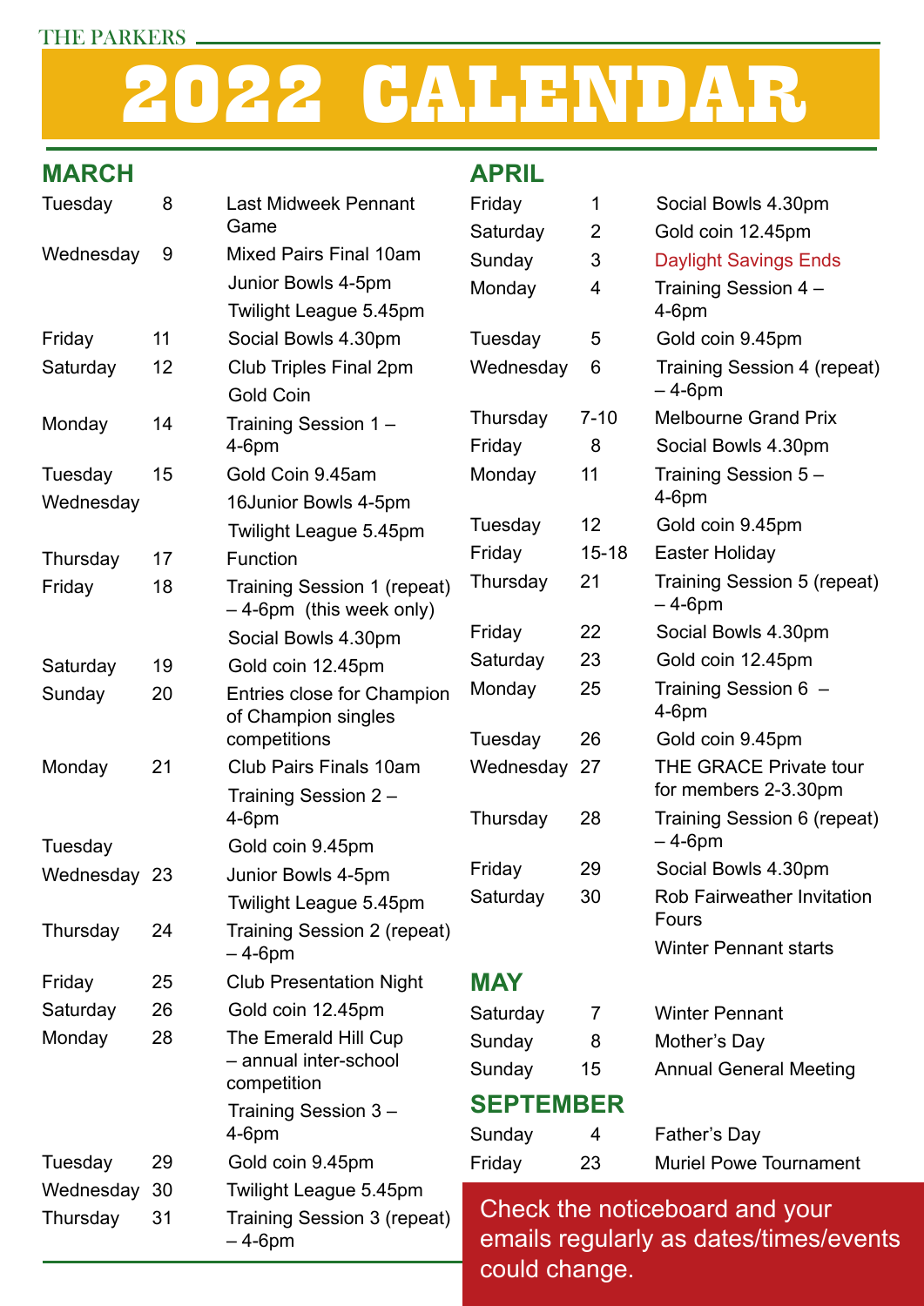THE PARKERS

# 2022 CALENDAR

## MARCH

| | | |
|---|---|---|
| Tuesday | 8 | Last Midweek Pennant Game |
| Wednesday | 9 | Mixed Pairs Final 10am |
| | | Junior Bowls 4-5pm |
| | | Twilight League 5.45pm |
| Friday | 11 | Social Bowls 4.30pm |
| Saturday | 12 | Club Triples Final 2pm |
| | | Gold Coin |
| Monday | 14 | Training Session 1 – 4-6pm |
| Tuesday | 15 | Gold Coin 9.45am |
| Wednesday | | 16Junior Bowls 4-5pm |
| | | Twilight League 5.45pm |
| Thursday | 17 | Function |
| Friday | 18 | Training Session 1 (repeat) – 4-6pm (this week only) |
| | | Social Bowls 4.30pm |
| Saturday | 19 | Gold coin 12.45pm |
| Sunday | 20 | Entries close for Champion of Champion singles competitions |
| Monday | 21 | Club Pairs Finals 10am |
| | | Training Session 2 – 4-6pm |
| Tuesday | | Gold coin 9.45pm |
| Wednesday | 23 | Junior Bowls 4-5pm |
| | | Twilight League 5.45pm |
| Thursday | 24 | Training Session 2 (repeat) – 4-6pm |
| Friday | 25 | Club Presentation Night |
| Saturday | 26 | Gold coin 12.45pm |
| Monday | 28 | The Emerald Hill Cup – annual inter-school competition |
| | | Training Session 3 – 4-6pm |
| Tuesday | 29 | Gold coin 9.45pm |
| Wednesday | 30 | Twilight League 5.45pm |
| Thursday | 31 | Training Session 3 (repeat) – 4-6pm |

## APRIL

| | | |
|---|---|---|
| Friday | 1 | Social Bowls 4.30pm |
| Saturday | 2 | Gold coin 12.45pm |
| Sunday | 3 | Daylight Savings Ends |
| Monday | 4 | Training Session 4 – 4-6pm |
| Tuesday | 5 | Gold coin 9.45pm |
| Wednesday | 6 | Training Session 4 (repeat) – 4-6pm |
| Thursday | 7-10 | Melbourne Grand Prix |
| Friday | 8 | Social Bowls 4.30pm |
| Monday | 11 | Training Session 5 – 4-6pm |
| Tuesday | 12 | Gold coin 9.45pm |
| Friday | 15-18 | Easter Holiday |
| Thursday | 21 | Training Session 5 (repeat) – 4-6pm |
| Friday | 22 | Social Bowls 4.30pm |
| Saturday | 23 | Gold coin 12.45pm |
| Monday | 25 | Training Session 6 – 4-6pm |
| Tuesday | 26 | Gold coin 9.45pm |
| Wednesday | 27 | THE GRACE Private tour for members 2-3.30pm |
| Thursday | 28 | Training Session 6 (repeat) – 4-6pm |
| Friday | 29 | Social Bowls 4.30pm |
| Saturday | 30 | Rob Fairweather Invitation Fours |
| | | Winter Pennant starts |

## MAY

| | | |
|---|---|---|
| Saturday | 7 | Winter Pennant |
| Sunday | 8 | Mother's Day |
| Sunday | 15 | Annual General Meeting |

## SEPTEMBER

| | | |
|---|---|---|
| Sunday | 4 | Father's Day |
| Friday | 23 | Muriel Powe Tournament |

Check the noticeboard and your emails regularly as dates/times/events could change.